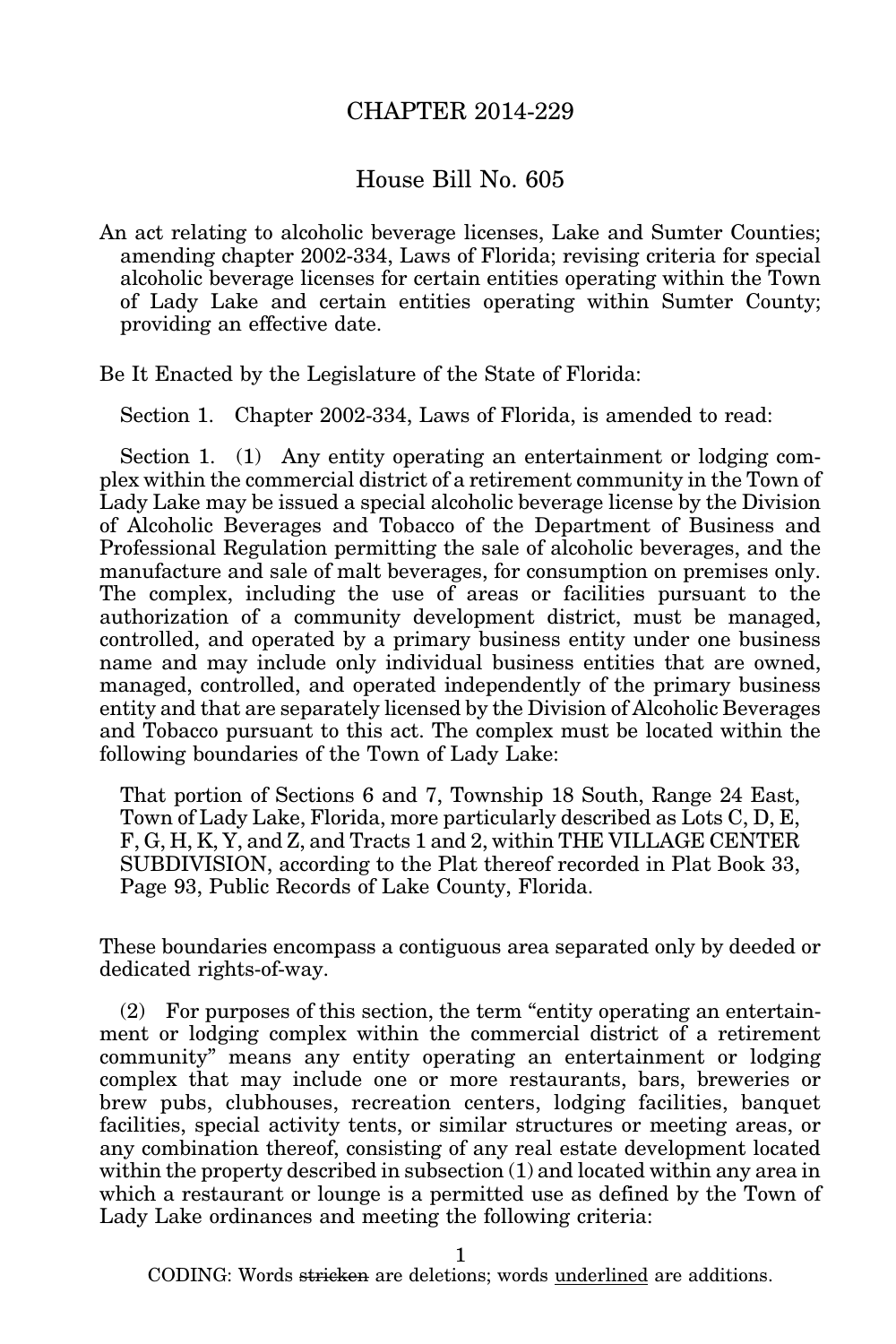# CHAPTER 2014-229

## House Bill No. 605

An act relating to alcoholic beverage licenses, Lake and Sumter Counties; amending chapter 2002-334, Laws of Florida; revising criteria for special alcoholic beverage licenses for certain entities operating within the Town of Lady Lake and certain entities operating within Sumter County; providing an effective date.

Be It Enacted by the Legislature of the State of Florida:

Section 1. Chapter 2002-334, Laws of Florida, is amended to read:

Section 1. (1) Any entity operating an entertainment or lodging complex within the commercial district of a retirement community in the Town of Lady Lake may be issued a special alcoholic beverage license by the Division of Alcoholic Beverages and Tobacco of the Department of Business and Professional Regulation permitting the sale of alcoholic beverages, and the manufacture and sale of malt beverages, for consumption on premises only. The complex, including the use of areas or facilities pursuant to the authorization of a community development district, must be managed, controlled, and operated by a primary business entity under one business name and may include only individual business entities that are owned, managed, controlled, and operated independently of the primary business entity and that are separately licensed by the Division of Alcoholic Beverages and Tobacco pursuant to this act. The complex must be located within the following boundaries of the Town of Lady Lake:

> That portion of Sections 6 and 7, Township 18 South, Range 24 East, Town of Lady Lake, Florida, more particularly described as Lots C, D, E, F, G, H, K, Y, and Z, and Tracts 1 and 2, within THE VILLAGE CENTER SUBDIVISION, according to the Plat thereof recorded in Plat Book 33, Page 93, Public Records of Lake County, Florida.

These boundaries encompass a contiguous area separated only by deeded or dedicated rights-of-way.

(2) For purposes of this section, the term "entity operating an entertainment or lodging complex within the commercial district of a retirement community" means any entity operating an entertainment or lodging complex that may include one or more restaurants, bars, breweries or brew pubs, clubhouses, recreation centers, lodging facilities, banquet facilities, special activity tents, or similar structures or meeting areas, or any combination thereof, consisting of any real estate development located within the property described in subsection (1) and located within any area in which a restaurant or lounge is a permitted use as defined by the Town of Lady Lake ordinances and meeting the following criteria:

CODING: Words stricken are deletions; words underlined are additions.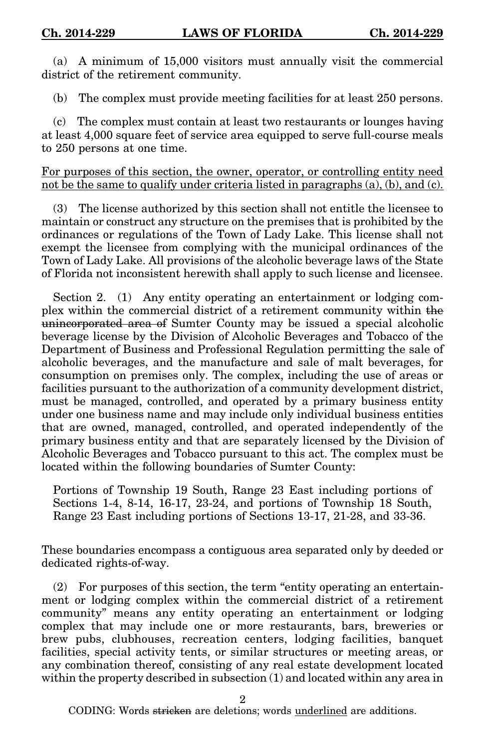(a) A minimum of 15,000 visitors must annually visit the commercial district of the retirement community.

(b) The complex must provide meeting facilities for at least 250 persons.

(c) The complex must contain at least two restaurants or lounges having at least 4,000 square feet of service area equipped to serve full-course meals to 250 persons at one time.

<u>For purposes of this section, the owner, operator, or controlling entity need not be the same to qualify under criteria listed in paragraphs (a), (b), and (c).</u>

(3) The license authorized by this section shall not entitle the licensee to maintain or construct any structure on the premises that is prohibited by the ordinances or regulations of the Town of Lady Lake. This license shall not exempt the licensee from complying with the municipal ordinances of the Town of Lady Lake. All provisions of the alcoholic beverage laws of the State of Florida not inconsistent herewith shall apply to such license and licensee.

Section 2. (1) Any entity operating an entertainment or lodging complex within the commercial district of a retirement community within ~~the unincorporated area of~~ Sumter County may be issued a special alcoholic beverage license by the Division of Alcoholic Beverages and Tobacco of the Department of Business and Professional Regulation permitting the sale of alcoholic beverages, and the manufacture and sale of malt beverages, for consumption on premises only. The complex, including the use of areas or facilities pursuant to the authorization of a community development district, must be managed, controlled, and operated by a primary business entity under one business name and may include only individual business entities that are owned, managed, controlled, and operated independently of the primary business entity and that are separately licensed by the Division of Alcoholic Beverages and Tobacco pursuant to this act. The complex must be located within the following boundaries of Sumter County:

Portions of Township 19 South, Range 23 East including portions of Sections 1-4, 8-14, 16-17, 23-24, and portions of Township 18 South, Range 23 East including portions of Sections 13-17, 21-28, and 33-36.

These boundaries encompass a contiguous area separated only by deeded or dedicated rights-of-way.

(2) For purposes of this section, the term "entity operating an entertainment or lodging complex within the commercial district of a retirement community" means any entity operating an entertainment or lodging complex that may include one or more restaurants, bars, breweries or brew pubs, clubhouses, recreation centers, lodging facilities, banquet facilities, special activity tents, or similar structures or meeting areas, or any combination thereof, consisting of any real estate development located within the property described in subsection (1) and located within any area in

CODING: Words ~~stricken~~ are deletions; words <u>underlined</u> are additions.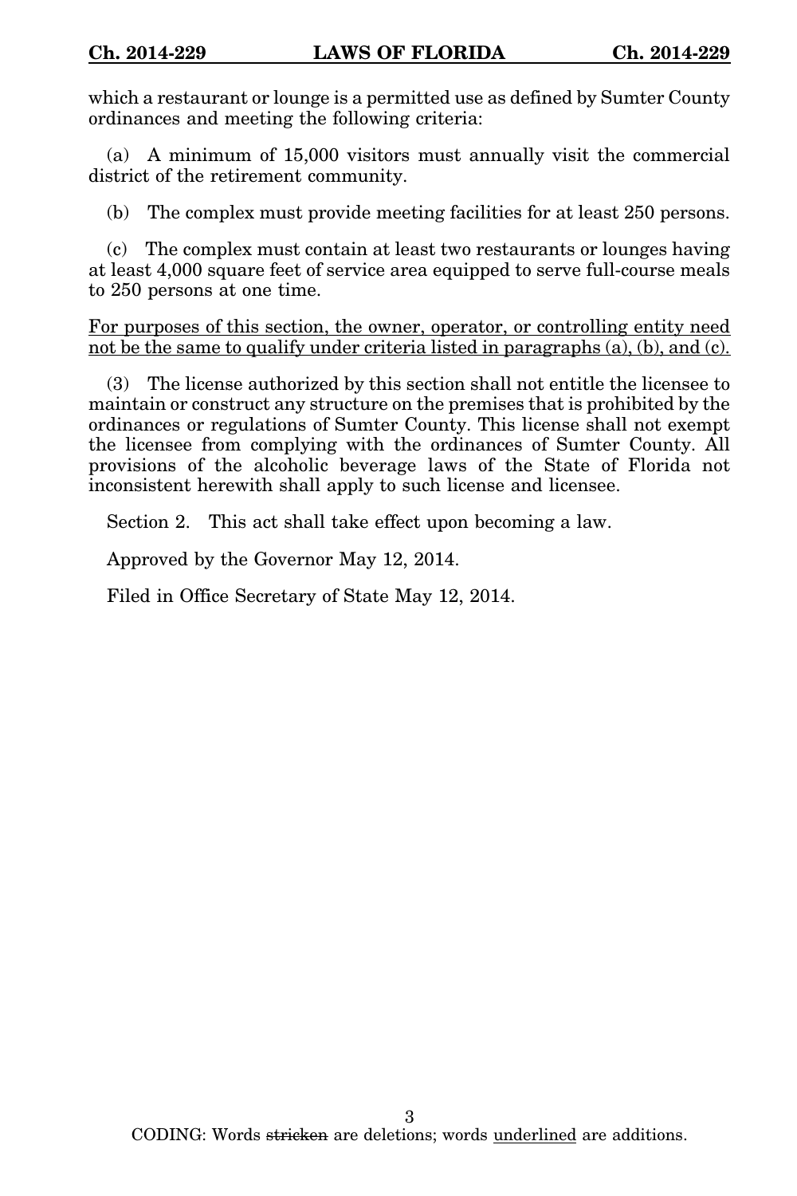which a restaurant or lounge is a permitted use as defined by Sumter County ordinances and meeting the following criteria:

(a) A minimum of 15,000 visitors must annually visit the commercial district of the retirement community.

(b) The complex must provide meeting facilities for at least 250 persons.

(c) The complex must contain at least two restaurants or lounges having at least 4,000 square feet of service area equipped to serve full-course meals to 250 persons at one time.

<u>For purposes of this section, the owner, operator, or controlling entity need not be the same to qualify under criteria listed in paragraphs (a), (b), and (c).</u>

(3) The license authorized by this section shall not entitle the licensee to maintain or construct any structure on the premises that is prohibited by the ordinances or regulations of Sumter County. This license shall not exempt the licensee from complying with the ordinances of Sumter County. All provisions of the alcoholic beverage laws of the State of Florida not inconsistent herewith shall apply to such license and licensee.

Section 2. This act shall take effect upon becoming a law.

Approved by the Governor May 12, 2014.

Filed in Office Secretary of State May 12, 2014.

CODING: Words ~~stricken~~ are deletions; words <u>underlined</u> are additions.